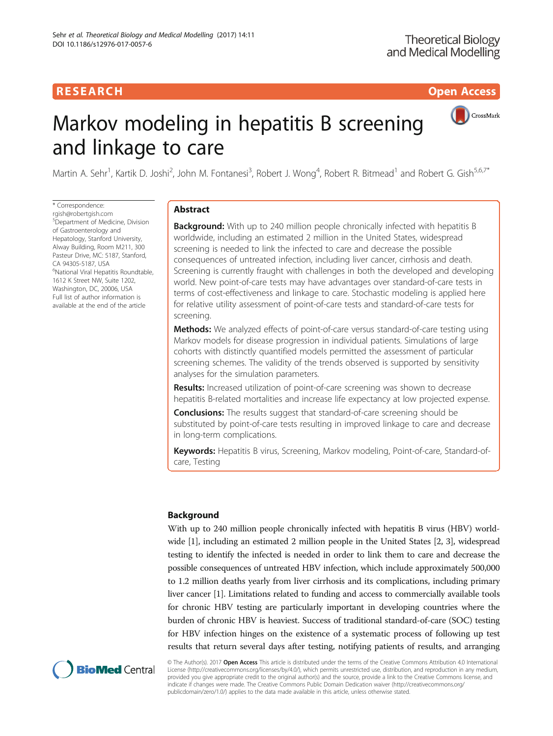RESEARCH Open Access

# Markov modeling in hepatitis B screening and linkage to care

Martin A. Sehr[1], Kartik D. Joshi[2], John M. Fontanesi[3], Robert J. Wong[4], Robert R. Bitmead[1] and Robert G. Gish[5,6,7*]

\* Correspondence: rgish@robertgish.com
[5]Department of Medicine, Division of Gastroenterology and Hepatology, Stanford University, Alway Building, Room M211, 300 Pasteur Drive, MC: 5187, Stanford, CA 94305-5187, USA
[6]National Viral Hepatitis Roundtable, 1612 K Street NW, Suite 1202, Washington, DC, 20006, USA
Full list of author information is available at the end of the article

## Abstract

**Background:** With up to 240 million people chronically infected with hepatitis B worldwide, including an estimated 2 million in the United States, widespread screening is needed to link the infected to care and decrease the possible consequences of untreated infection, including liver cancer, cirrhosis and death. Screening is currently fraught with challenges in both the developed and developing world. New point-of-care tests may have advantages over standard-of-care tests in terms of cost-effectiveness and linkage to care. Stochastic modeling is applied here for relative utility assessment of point-of-care tests and standard-of-care tests for screening.

**Methods:** We analyzed effects of point-of-care versus standard-of-care testing using Markov models for disease progression in individual patients. Simulations of large cohorts with distinctly quantified models permitted the assessment of particular screening schemes. The validity of the trends observed is supported by sensitivity analyses for the simulation parameters.

**Results:** Increased utilization of point-of-care screening was shown to decrease hepatitis B-related mortalities and increase life expectancy at low projected expense.

**Conclusions:** The results suggest that standard-of-care screening should be substituted by point-of-care tests resulting in improved linkage to care and decrease in long-term complications.

**Keywords:** Hepatitis B virus, Screening, Markov modeling, Point-of-care, Standard-of-care, Testing

## Background

With up to 240 million people chronically infected with hepatitis B virus (HBV) worldwide [1], including an estimated 2 million people in the United States [2, 3], widespread testing to identify the infected is needed in order to link them to care and decrease the possible consequences of untreated HBV infection, which include approximately 500,000 to 1.2 million deaths yearly from liver cirrhosis and its complications, including primary liver cancer [1]. Limitations related to funding and access to commercially available tools for chronic HBV testing are particularly important in developing countries where the burden of chronic HBV is heaviest. Success of traditional standard-of-care (SOC) testing for HBV infection hinges on the existence of a systematic process of following up test results that return several days after testing, notifying patients of results, and arranging

© The Author(s). 2017 **Open Access** This article is distributed under the terms of the Creative Commons Attribution 4.0 International License (http://creativecommons.org/licenses/by/4.0/), which permits unrestricted use, distribution, and reproduction in any medium, provided you give appropriate credit to the original author(s) and the source, provide a link to the Creative Commons license, and indicate if changes were made. The Creative Commons Public Domain Dedication waiver (http://creativecommons.org/publicdomain/zero/1.0/) applies to the data made available in this article, unless otherwise stated.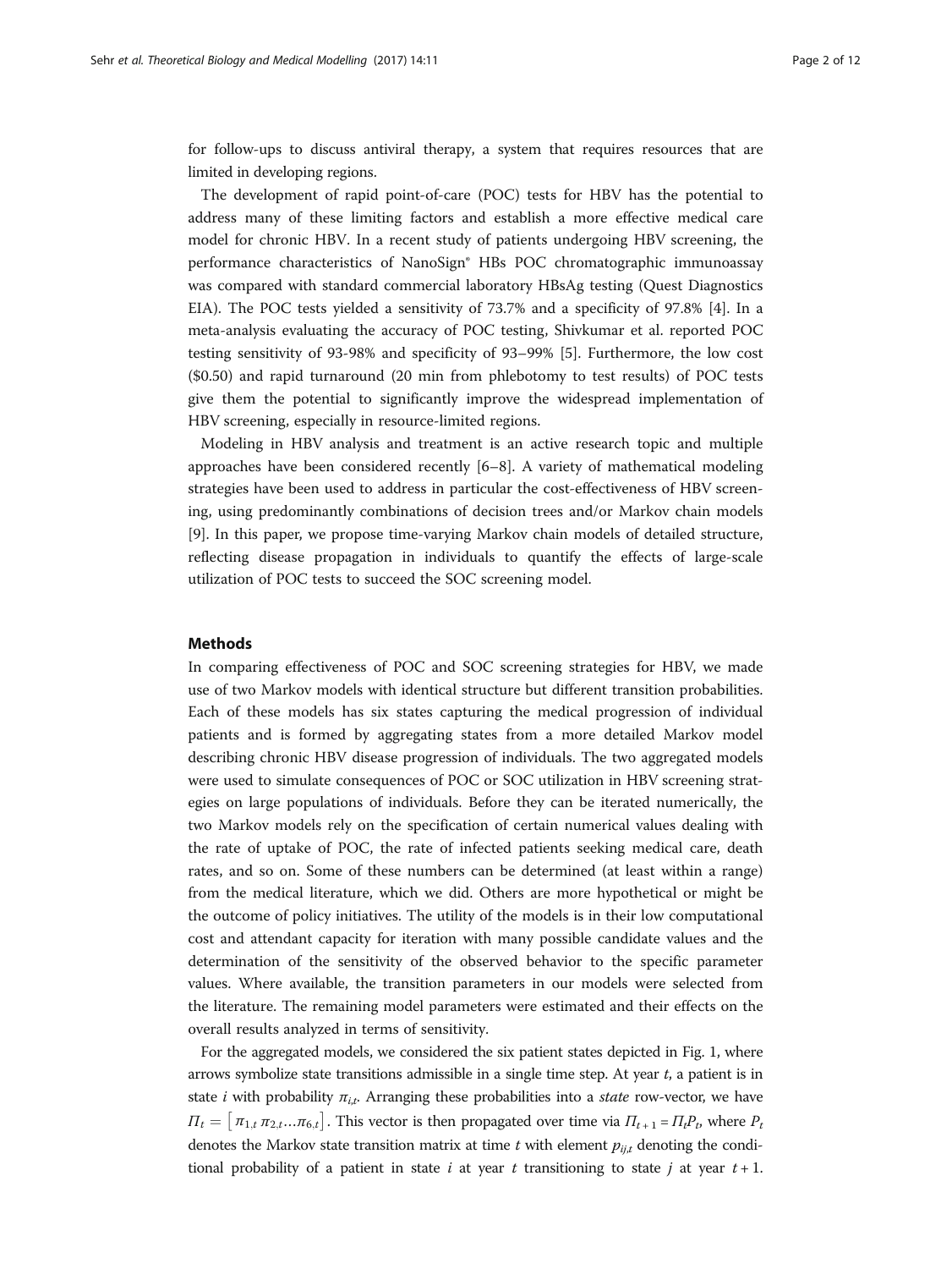for follow-ups to discuss antiviral therapy, a system that requires resources that are limited in developing regions.

The development of rapid point-of-care (POC) tests for HBV has the potential to address many of these limiting factors and establish a more effective medical care model for chronic HBV. In a recent study of patients undergoing HBV screening, the performance characteristics of NanoSign® HBs POC chromatographic immunoassay was compared with standard commercial laboratory HBsAg testing (Quest Diagnostics EIA). The POC tests yielded a sensitivity of 73.7% and a specificity of 97.8% [4]. In a meta-analysis evaluating the accuracy of POC testing, Shivkumar et al. reported POC testing sensitivity of 93-98% and specificity of 93–99% [5]. Furthermore, the low cost ($0.50) and rapid turnaround (20 min from phlebotomy to test results) of POC tests give them the potential to significantly improve the widespread implementation of HBV screening, especially in resource-limited regions.

Modeling in HBV analysis and treatment is an active research topic and multiple approaches have been considered recently [6–8]. A variety of mathematical modeling strategies have been used to address in particular the cost-effectiveness of HBV screening, using predominantly combinations of decision trees and/or Markov chain models [9]. In this paper, we propose time-varying Markov chain models of detailed structure, reflecting disease propagation in individuals to quantify the effects of large-scale utilization of POC tests to succeed the SOC screening model.

## Methods

In comparing effectiveness of POC and SOC screening strategies for HBV, we made use of two Markov models with identical structure but different transition probabilities. Each of these models has six states capturing the medical progression of individual patients and is formed by aggregating states from a more detailed Markov model describing chronic HBV disease progression of individuals. The two aggregated models were used to simulate consequences of POC or SOC utilization in HBV screening strategies on large populations of individuals. Before they can be iterated numerically, the two Markov models rely on the specification of certain numerical values dealing with the rate of uptake of POC, the rate of infected patients seeking medical care, death rates, and so on. Some of these numbers can be determined (at least within a range) from the medical literature, which we did. Others are more hypothetical or might be the outcome of policy initiatives. The utility of the models is in their low computational cost and attendant capacity for iteration with many possible candidate values and the determination of the sensitivity of the observed behavior to the specific parameter values. Where available, the transition parameters in our models were selected from the literature. The remaining model parameters were estimated and their effects on the overall results analyzed in terms of sensitivity.

For the aggregated models, we considered the six patient states depicted in Fig. 1, where arrows symbolize state transitions admissible in a single time step. At year $t$, a patient is in state $i$ with probability $\pi_{i,t}$. Arranging these probabilities into a *state* row-vector, we have $\Pi_t = \left[\pi_{1,t}\ \pi_{2,t} \ldots \pi_{6,t}\right]$. This vector is then propagated over time via $\Pi_{t+1} = \Pi_t P_t$, where $P_t$ denotes the Markov state transition matrix at time $t$ with element $p_{ij,t}$ denoting the conditional probability of a patient in state $i$ at year $t$ transitioning to state $j$ at year $t+1$.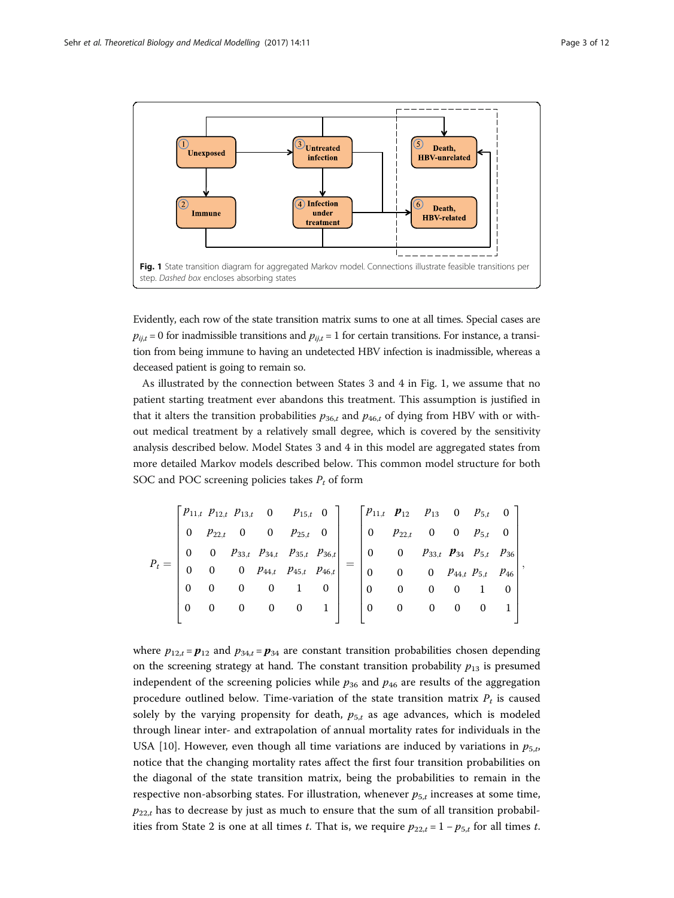**Fig. 1** State transition diagram for aggregated Markov model. Connections illustrate feasible transitions per step. *Dashed box* encloses absorbing states

Evidently, each row of the state transition matrix sums to one at all times. Special cases are $p_{ij,t} = 0$ for inadmissible transitions and $p_{ij,t} = 1$ for certain transitions. For instance, a transition from being immune to having an undetected HBV infection is inadmissible, whereas a deceased patient is going to remain so.

As illustrated by the connection between States 3 and 4 in Fig. 1, we assume that no patient starting treatment ever abandons this treatment. This assumption is justified in that it alters the transition probabilities $p_{36,t}$ and $p_{46,t}$ of dying from HBV with or without medical treatment by a relatively small degree, which is covered by the sensitivity analysis described below. Model States 3 and 4 in this model are aggregated states from more detailed Markov models described below. This common model structure for both SOC and POC screening policies takes $P_t$ of form

$$
P_t = \begin{bmatrix} p_{11,t} & p_{12,t} & p_{13,t} & 0 & p_{15,t} & 0 \\ 0 & p_{22,t} & 0 & 0 & p_{25,t} & 0 \\ 0 & 0 & p_{33,t} & p_{34,t} & p_{35,t} & p_{36,t} \\ 0 & 0 & 0 & p_{44,t} & p_{45,t} & p_{46,t} \\ 0 & 0 & 0 & 0 & 1 & 0 \\ 0 & 0 & 0 & 0 & 0 & 1 \end{bmatrix} = \begin{bmatrix} p_{11,t} & \boldsymbol{p}_{12} & p_{13} & 0 & p_{5,t} & 0 \\ 0 & p_{22,t} & 0 & 0 & p_{5,t} & 0 \\ 0 & 0 & p_{33,t} & \boldsymbol{p}_{34} & p_{5,t} & p_{36} \\ 0 & 0 & 0 & p_{44,t} & p_{5,t} & p_{46} \\ 0 & 0 & 0 & 0 & 1 & 0 \\ 0 & 0 & 0 & 0 & 0 & 1 \end{bmatrix},
$$

where $p_{12,t} = \boldsymbol{p}_{12}$ and $p_{34,t} = \boldsymbol{p}_{34}$ are constant transition probabilities chosen depending on the screening strategy at hand. The constant transition probability $p_{13}$ is presumed independent of the screening policies while $p_{36}$ and $p_{46}$ are results of the aggregation procedure outlined below. Time-variation of the state transition matrix $P_t$ is caused solely by the varying propensity for death, $p_{5,t}$ as age advances, which is modeled through linear inter- and extrapolation of annual mortality rates for individuals in the USA [10]. However, even though all time variations are induced by variations in $p_{5,t}$, notice that the changing mortality rates affect the first four transition probabilities on the diagonal of the state transition matrix, being the probabilities to remain in the respective non-absorbing states. For illustration, whenever $p_{5,t}$ increases at some time, $p_{22,t}$ has to decrease by just as much to ensure that the sum of all transition probabilities from State 2 is one at all times $t$. That is, we require $p_{22,t} = 1 - p_{5,t}$ for all times $t$.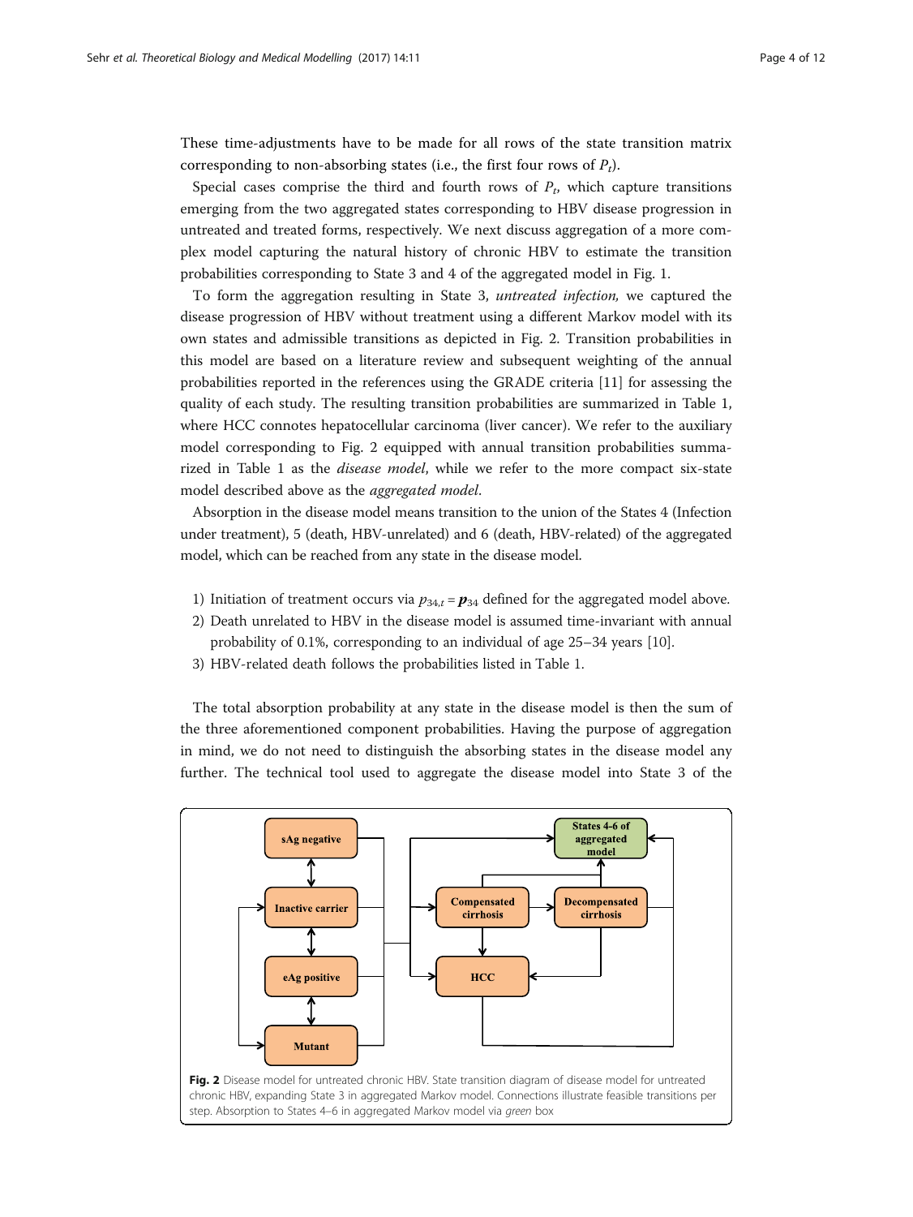These time-adjustments have to be made for all rows of the state transition matrix corresponding to non-absorbing states (i.e., the first four rows of $P_t$).

Special cases comprise the third and fourth rows of $P_t$, which capture transitions emerging from the two aggregated states corresponding to HBV disease progression in untreated and treated forms, respectively. We next discuss aggregation of a more complex model capturing the natural history of chronic HBV to estimate the transition probabilities corresponding to State 3 and 4 of the aggregated model in Fig. 1.

To form the aggregation resulting in State 3, *untreated infection,* we captured the disease progression of HBV without treatment using a different Markov model with its own states and admissible transitions as depicted in Fig. 2. Transition probabilities in this model are based on a literature review and subsequent weighting of the annual probabilities reported in the references using the GRADE criteria [11] for assessing the quality of each study. The resulting transition probabilities are summarized in Table 1, where HCC connotes hepatocellular carcinoma (liver cancer). We refer to the auxiliary model corresponding to Fig. 2 equipped with annual transition probabilities summarized in Table 1 as the *disease model*, while we refer to the more compact six-state model described above as the *aggregated model*.

Absorption in the disease model means transition to the union of the States 4 (Infection under treatment), 5 (death, HBV-unrelated) and 6 (death, HBV-related) of the aggregated model, which can be reached from any state in the disease model.

1) Initiation of treatment occurs via $p_{34,t} = \boldsymbol{p}_{34}$ defined for the aggregated model above.
2) Death unrelated to HBV in the disease model is assumed time-invariant with annual probability of 0.1%, corresponding to an individual of age 25–34 years [10].
3) HBV-related death follows the probabilities listed in Table 1.

The total absorption probability at any state in the disease model is then the sum of the three aforementioned component probabilities. Having the purpose of aggregation in mind, we do not need to distinguish the absorbing states in the disease model any further. The technical tool used to aggregate the disease model into State 3 of the

**Fig. 2** Disease model for untreated chronic HBV. State transition diagram of disease model for untreated chronic HBV, expanding State 3 in aggregated Markov model. Connections illustrate feasible transitions per step. Absorption to States 4–6 in aggregated Markov model via *green* box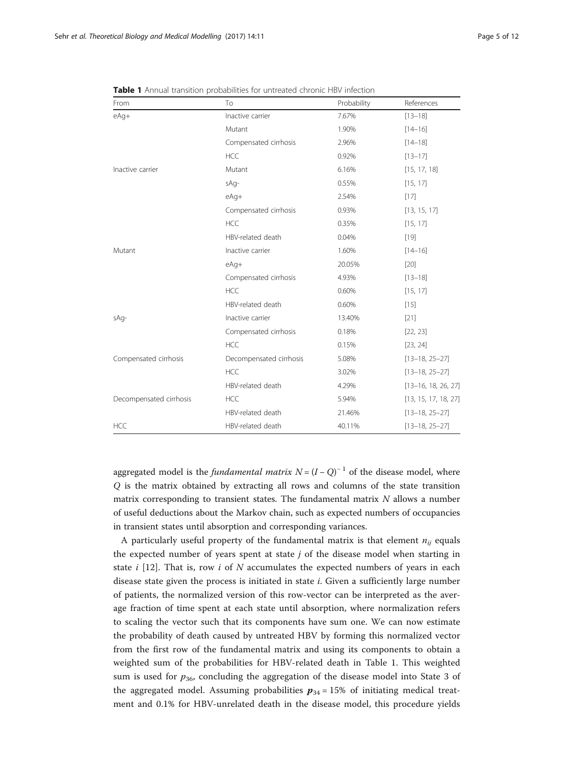**Table 1** Annual transition probabilities for untreated chronic HBV infection

| From | To | Probability | References |
| --- | --- | --- | --- |
| eAg+ | Inactive carrier | 7.67% | [13–18] |
| | Mutant | 1.90% | [14–16] |
| | Compensated cirrhosis | 2.96% | [14–18] |
| | HCC | 0.92% | [13–17] |
| Inactive carrier | Mutant | 6.16% | [15, 17, 18] |
| | sAg- | 0.55% | [15, 17] |
| | eAg+ | 2.54% | [17] |
| | Compensated cirrhosis | 0.93% | [13, 15, 17] |
| | HCC | 0.35% | [15, 17] |
| | HBV-related death | 0.04% | [19] |
| Mutant | Inactive carrier | 1.60% | [14–16] |
| | eAg+ | 20.05% | [20] |
| | Compensated cirrhosis | 4.93% | [13–18] |
| | HCC | 0.60% | [15, 17] |
| | HBV-related death | 0.60% | [15] |
| sAg- | Inactive carrier | 13.40% | [21] |
| | Compensated cirrhosis | 0.18% | [22, 23] |
| | HCC | 0.15% | [23, 24] |
| Compensated cirrhosis | Decompensated cirrhosis | 5.08% | [13–18, 25–27] |
| | HCC | 3.02% | [13–18, 25–27] |
| | HBV-related death | 4.29% | [13–16, 18, 26, 27] |
| Decompensated cirrhosis | HCC | 5.94% | [13, 15, 17, 18, 27] |
| | HBV-related death | 21.46% | [13–18, 25–27] |
| HCC | HBV-related death | 40.11% | [13–18, 25–27] |

aggregated model is the *fundamental matrix* $N = (I - Q)^{-1}$ of the disease model, where $Q$ is the matrix obtained by extracting all rows and columns of the state transition matrix corresponding to transient states. The fundamental matrix $N$ allows a number of useful deductions about the Markov chain, such as expected numbers of occupancies in transient states until absorption and corresponding variances.

A particularly useful property of the fundamental matrix is that element $n_{ij}$ equals the expected number of years spent at state $j$ of the disease model when starting in state $i$ [12]. That is, row $i$ of $N$ accumulates the expected numbers of years in each disease state given the process is initiated in state $i$. Given a sufficiently large number of patients, the normalized version of this row-vector can be interpreted as the average fraction of time spent at each state until absorption, where normalization refers to scaling the vector such that its components have sum one. We can now estimate the probability of death caused by untreated HBV by forming this normalized vector from the first row of the fundamental matrix and using its components to obtain a weighted sum of the probabilities for HBV-related death in Table 1. This weighted sum is used for $p_{36}$, concluding the aggregation of the disease model into State 3 of the aggregated model. Assuming probabilities $\boldsymbol{p}_{34} = 15\%$ of initiating medical treatment and 0.1% for HBV-unrelated death in the disease model, this procedure yields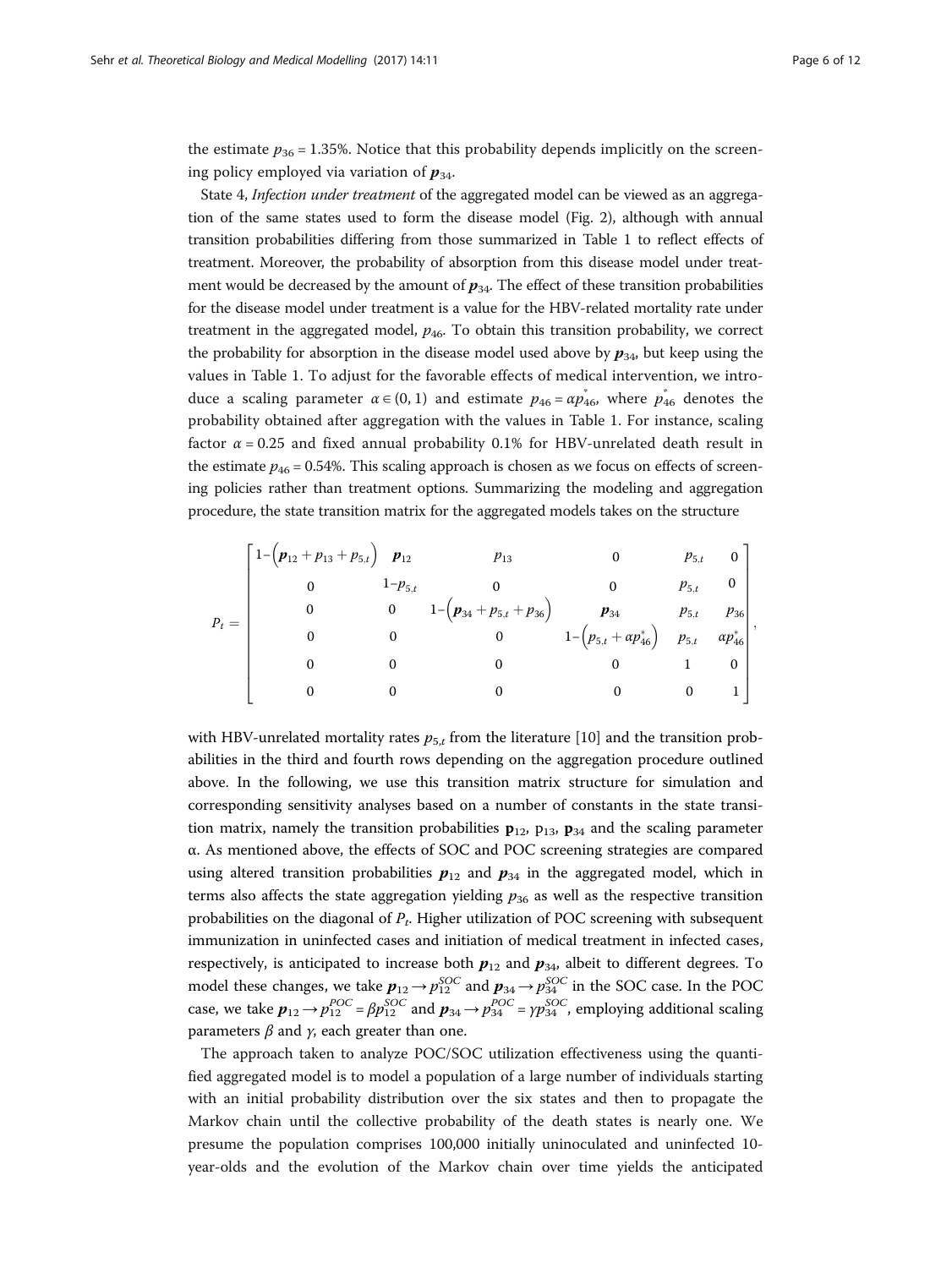the estimate $p_{36} = 1.35\%$. Notice that this probability depends implicitly on the screening policy employed via variation of $\boldsymbol{p}_{34}$.

State 4, *Infection under treatment* of the aggregated model can be viewed as an aggregation of the same states used to form the disease model (Fig. 2), although with annual transition probabilities differing from those summarized in Table 1 to reflect effects of treatment. Moreover, the probability of absorption from this disease model under treatment would be decreased by the amount of $\boldsymbol{p}_{34}$. The effect of these transition probabilities for the disease model under treatment is a value for the HBV-related mortality rate under treatment in the aggregated model, $p_{46}$. To obtain this transition probability, we correct the probability for absorption in the disease model used above by $\boldsymbol{p}_{34}$, but keep using the values in Table 1. To adjust for the favorable effects of medical intervention, we introduce a scaling parameter $\alpha \in (0, 1)$ and estimate $p_{46} = \alpha p_{46}^{*}$, where $p_{46}^{*}$ denotes the probability obtained after aggregation with the values in Table 1. For instance, scaling factor $\alpha = 0.25$ and fixed annual probability 0.1% for HBV-unrelated death result in the estimate $p_{46} = 0.54\%$. This scaling approach is chosen as we focus on effects of screening policies rather than treatment options. Summarizing the modeling and aggregation procedure, the state transition matrix for the aggregated models takes on the structure

$$P_t = \begin{bmatrix} 1-\left(\boldsymbol{p}_{12}+p_{13}+p_{5,t}\right) & \boldsymbol{p}_{12} & p_{13} & 0 & p_{5,t} & 0 \\ 0 & 1-p_{5,t} & 0 & 0 & p_{5,t} & 0 \\ 0 & 0 & 1-\left(\boldsymbol{p}_{34}+p_{5,t}+p_{36}\right) & \boldsymbol{p}_{34} & p_{5,t} & p_{36} \\ 0 & 0 & 0 & 1-\left(p_{5,t}+\alpha p_{46}^{*}\right) & p_{5,t} & \alpha p_{46}^{*} \\ 0 & 0 & 0 & 0 & 1 & 0 \\ 0 & 0 & 0 & 0 & 0 & 1 \end{bmatrix},$$

with HBV-unrelated mortality rates $p_{5,t}$ from the literature [10] and the transition probabilities in the third and fourth rows depending on the aggregation procedure outlined above. In the following, we use this transition matrix structure for simulation and corresponding sensitivity analyses based on a number of constants in the state transition matrix, namely the transition probabilities $\mathbf{p}_{12}$, $p_{13}$, $\mathbf{p}_{34}$ and the scaling parameter $\alpha$. As mentioned above, the effects of SOC and POC screening strategies are compared using altered transition probabilities $\boldsymbol{p}_{12}$ and $\boldsymbol{p}_{34}$ in the aggregated model, which in terms also affects the state aggregation yielding $p_{36}$ as well as the respective transition probabilities on the diagonal of $P_t$. Higher utilization of POC screening with subsequent immunization in uninfected cases and initiation of medical treatment in infected cases, respectively, is anticipated to increase both $\boldsymbol{p}_{12}$ and $\boldsymbol{p}_{34}$, albeit to different degrees. To model these changes, we take $\boldsymbol{p}_{12} \rightarrow p_{12}^{SOC}$ and $\boldsymbol{p}_{34} \rightarrow p_{34}^{SOC}$ in the SOC case. In the POC case, we take $\boldsymbol{p}_{12} \rightarrow p_{12}^{POC} = \beta p_{12}^{SOC}$ and $\boldsymbol{p}_{34} \rightarrow p_{34}^{POC} = \gamma p_{34}^{SOC}$, employing additional scaling parameters $\beta$ and $\gamma$, each greater than one.

The approach taken to analyze POC/SOC utilization effectiveness using the quantified aggregated model is to model a population of a large number of individuals starting with an initial probability distribution over the six states and then to propagate the Markov chain until the collective probability of the death states is nearly one. We presume the population comprises 100,000 initially uninoculated and uninfected 10-year-olds and the evolution of the Markov chain over time yields the anticipated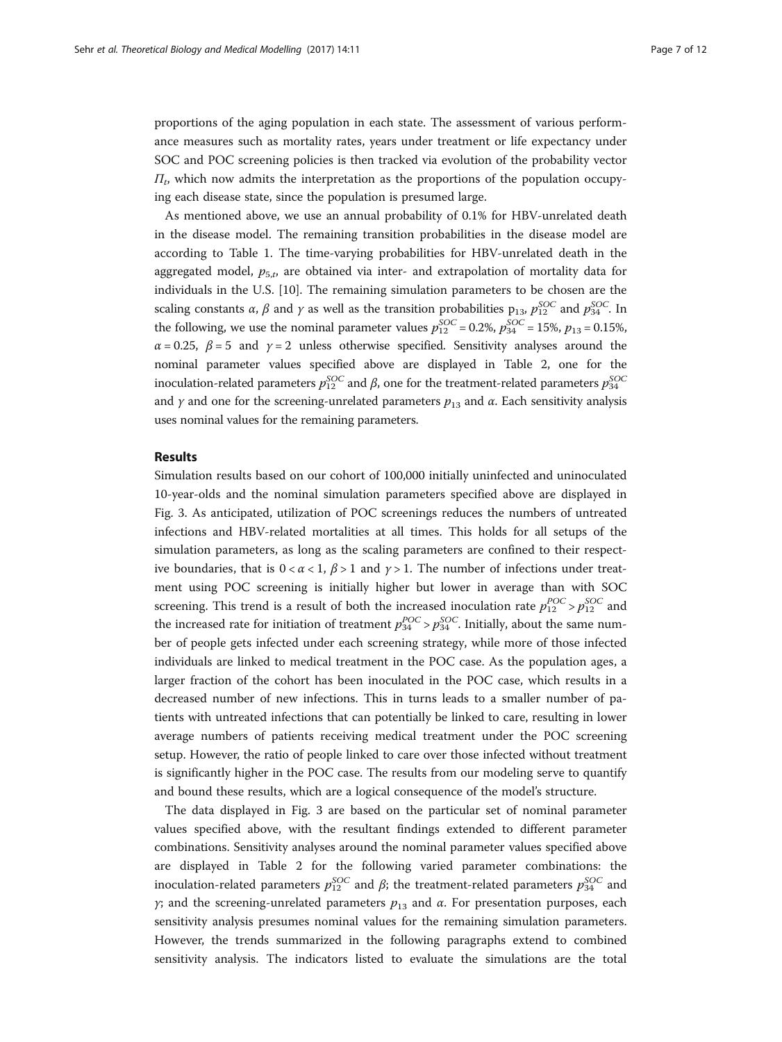proportions of the aging population in each state. The assessment of various performance measures such as mortality rates, years under treatment or life expectancy under SOC and POC screening policies is then tracked via evolution of the probability vector $\Pi_t$, which now admits the interpretation as the proportions of the population occupying each disease state, since the population is presumed large.

As mentioned above, we use an annual probability of 0.1% for HBV-unrelated death in the disease model. The remaining transition probabilities in the disease model are according to Table 1. The time-varying probabilities for HBV-unrelated death in the aggregated model, $p_{5,t}$, are obtained via inter- and extrapolation of mortality data for individuals in the U.S. [10]. The remaining simulation parameters to be chosen are the scaling constants $\alpha$, $\beta$ and $\gamma$ as well as the transition probabilities $p_{13}$, $p_{12}^{SOC}$ and $p_{34}^{SOC}$. In the following, we use the nominal parameter values $p_{12}^{SOC} = 0.2\%$, $p_{34}^{SOC} = 15\%$, $p_{13} = 0.15\%$, $\alpha = 0.25$, $\beta = 5$ and $\gamma = 2$ unless otherwise specified. Sensitivity analyses around the nominal parameter values specified above are displayed in Table 2, one for the inoculation-related parameters $p_{12}^{SOC}$ and $\beta$, one for the treatment-related parameters $p_{34}^{SOC}$ and $\gamma$ and one for the screening-unrelated parameters $p_{13}$ and $\alpha$. Each sensitivity analysis uses nominal values for the remaining parameters.

## Results

Simulation results based on our cohort of 100,000 initially uninfected and uninoculated 10-year-olds and the nominal simulation parameters specified above are displayed in Fig. 3. As anticipated, utilization of POC screenings reduces the numbers of untreated infections and HBV-related mortalities at all times. This holds for all setups of the simulation parameters, as long as the scaling parameters are confined to their respective boundaries, that is $0 < \alpha < 1$, $\beta > 1$ and $\gamma > 1$. The number of infections under treatment using POC screening is initially higher but lower in average than with SOC screening. This trend is a result of both the increased inoculation rate $p_{12}^{POC} > p_{12}^{SOC}$ and the increased rate for initiation of treatment $p_{34}^{POC} > p_{34}^{SOC}$. Initially, about the same number of people gets infected under each screening strategy, while more of those infected individuals are linked to medical treatment in the POC case. As the population ages, a larger fraction of the cohort has been inoculated in the POC case, which results in a decreased number of new infections. This in turns leads to a smaller number of patients with untreated infections that can potentially be linked to care, resulting in lower average numbers of patients receiving medical treatment under the POC screening setup. However, the ratio of people linked to care over those infected without treatment is significantly higher in the POC case. The results from our modeling serve to quantify and bound these results, which are a logical consequence of the model's structure.

The data displayed in Fig. 3 are based on the particular set of nominal parameter values specified above, with the resultant findings extended to different parameter combinations. Sensitivity analyses around the nominal parameter values specified above are displayed in Table 2 for the following varied parameter combinations: the inoculation-related parameters $p_{12}^{SOC}$ and $\beta$; the treatment-related parameters $p_{34}^{SOC}$ and $\gamma$; and the screening-unrelated parameters $p_{13}$ and $\alpha$. For presentation purposes, each sensitivity analysis presumes nominal values for the remaining simulation parameters. However, the trends summarized in the following paragraphs extend to combined sensitivity analysis. The indicators listed to evaluate the simulations are the total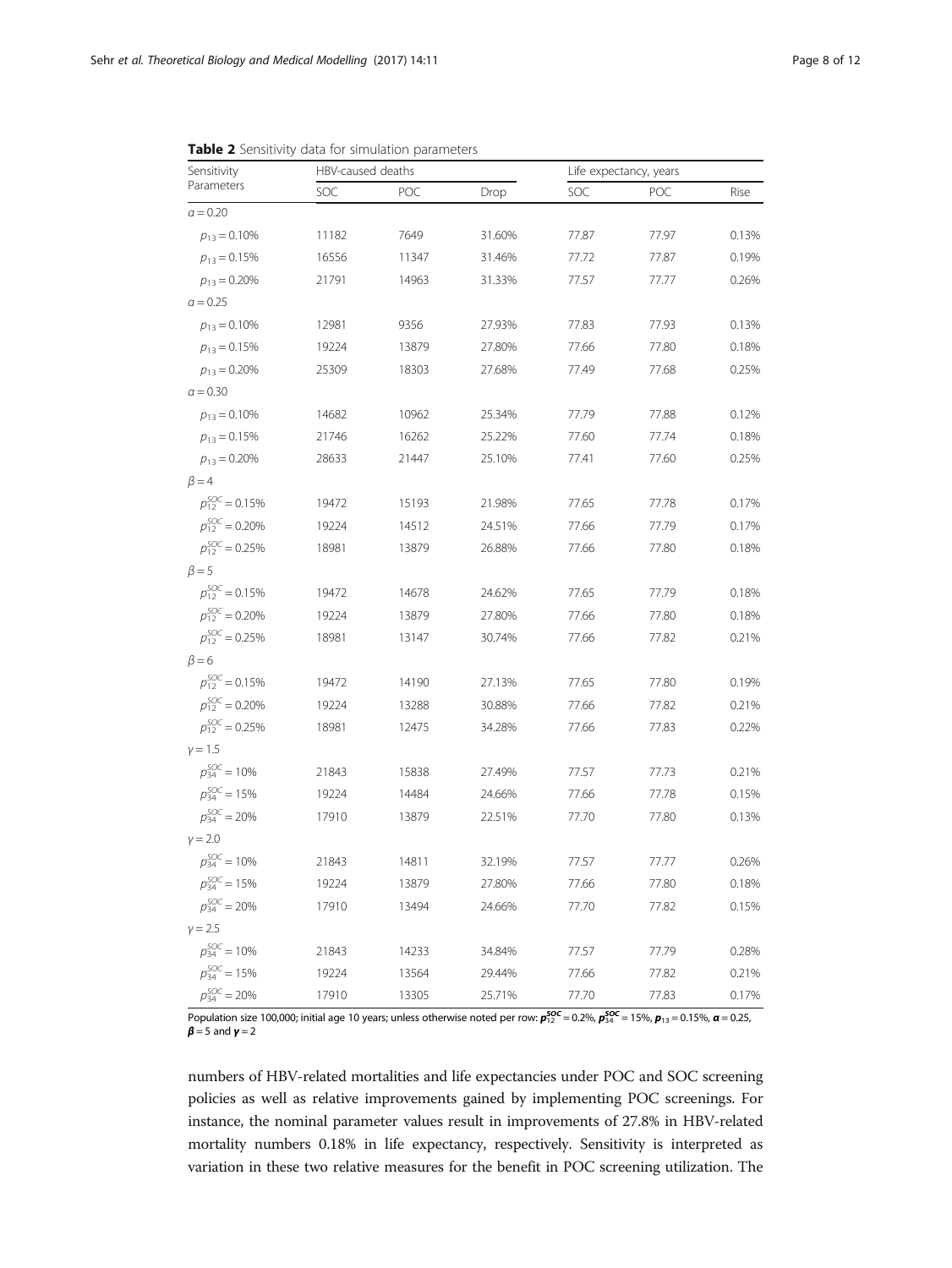**Table 2** Sensitivity data for simulation parameters

| Sensitivity Parameters | HBV-caused deaths | | | Life expectancy, years | | |
|---|---|---|---|---|---|---|
| | SOC | POC | Drop | SOC | POC | Rise |
| $\alpha = 0.20$ | | | | | | |
| $p_{13} = 0.10\%$ | 11182 | 7649 | 31.60% | 77.87 | 77.97 | 0.13% |
| $p_{13} = 0.15\%$ | 16556 | 11347 | 31.46% | 77.72 | 77.87 | 0.19% |
| $p_{13} = 0.20\%$ | 21791 | 14963 | 31.33% | 77.57 | 77.77 | 0.26% |
| $\alpha = 0.25$ | | | | | | |
| $p_{13} = 0.10\%$ | 12981 | 9356 | 27.93% | 77.83 | 77.93 | 0.13% |
| $p_{13} = 0.15\%$ | 19224 | 13879 | 27.80% | 77.66 | 77.80 | 0.18% |
| $p_{13} = 0.20\%$ | 25309 | 18303 | 27.68% | 77.49 | 77.68 | 0.25% |
| $\alpha = 0.30$ | | | | | | |
| $p_{13} = 0.10\%$ | 14682 | 10962 | 25.34% | 77.79 | 77.88 | 0.12% |
| $p_{13} = 0.15\%$ | 21746 | 16262 | 25.22% | 77.60 | 77.74 | 0.18% |
| $p_{13} = 0.20\%$ | 28633 | 21447 | 25.10% | 77.41 | 77.60 | 0.25% |
| $\beta = 4$ | | | | | | |
| $p_{12}^{SOC} = 0.15\%$ | 19472 | 15193 | 21.98% | 77.65 | 77.78 | 0.17% |
| $p_{12}^{SOC} = 0.20\%$ | 19224 | 14512 | 24.51% | 77.66 | 77.79 | 0.17% |
| $p_{12}^{SOC} = 0.25\%$ | 18981 | 13879 | 26.88% | 77.66 | 77.80 | 0.18% |
| $\beta = 5$ | | | | | | |
| $p_{12}^{SOC} = 0.15\%$ | 19472 | 14678 | 24.62% | 77.65 | 77.79 | 0.18% |
| $p_{12}^{SOC} = 0.20\%$ | 19224 | 13879 | 27.80% | 77.66 | 77.80 | 0.18% |
| $p_{12}^{SOC} = 0.25\%$ | 18981 | 13147 | 30.74% | 77.66 | 77.82 | 0.21% |
| $\beta = 6$ | | | | | | |
| $p_{12}^{SOC} = 0.15\%$ | 19472 | 14190 | 27.13% | 77.65 | 77.80 | 0.19% |
| $p_{12}^{SOC} = 0.20\%$ | 19224 | 13288 | 30.88% | 77.66 | 77.82 | 0.21% |
| $p_{12}^{SOC} = 0.25\%$ | 18981 | 12475 | 34.28% | 77.66 | 77.83 | 0.22% |
| $\gamma = 1.5$ | | | | | | |
| $p_{34}^{SOC} = 10\%$ | 21843 | 15838 | 27.49% | 77.57 | 77.73 | 0.21% |
| $p_{34}^{SOC} = 15\%$ | 19224 | 14484 | 24.66% | 77.66 | 77.78 | 0.15% |
| $p_{34}^{SOC} = 20\%$ | 17910 | 13879 | 22.51% | 77.70 | 77.80 | 0.13% |
| $\gamma = 2.0$ | | | | | | |
| $p_{34}^{SOC} = 10\%$ | 21843 | 14811 | 32.19% | 77.57 | 77.77 | 0.26% |
| $p_{34}^{SOC} = 15\%$ | 19224 | 13879 | 27.80% | 77.66 | 77.80 | 0.18% |
| $p_{34}^{SOC} = 20\%$ | 17910 | 13494 | 24.66% | 77.70 | 77.82 | 0.15% |
| $\gamma = 2.5$ | | | | | | |
| $p_{34}^{SOC} = 10\%$ | 21843 | 14233 | 34.84% | 77.57 | 77.79 | 0.28% |
| $p_{34}^{SOC} = 15\%$ | 19224 | 13564 | 29.44% | 77.66 | 77.82 | 0.21% |
| $p_{34}^{SOC} = 20\%$ | 17910 | 13305 | 25.71% | 77.70 | 77.83 | 0.17% |

Population size 100,000; initial age 10 years; unless otherwise noted per row: $\boldsymbol{p}_{12}^{SOC} = 0.2\%$, $\boldsymbol{p}_{34}^{SOC} = 15\%$, $\boldsymbol{p}_{13} = 0.15\%$, $\boldsymbol{\alpha} = 0.25$, $\boldsymbol{\beta} = 5$ and $\boldsymbol{\gamma} = 2$

numbers of HBV-related mortalities and life expectancies under POC and SOC screening policies as well as relative improvements gained by implementing POC screenings. For instance, the nominal parameter values result in improvements of 27.8% in HBV-related mortality numbers 0.18% in life expectancy, respectively. Sensitivity is interpreted as variation in these two relative measures for the benefit in POC screening utilization. The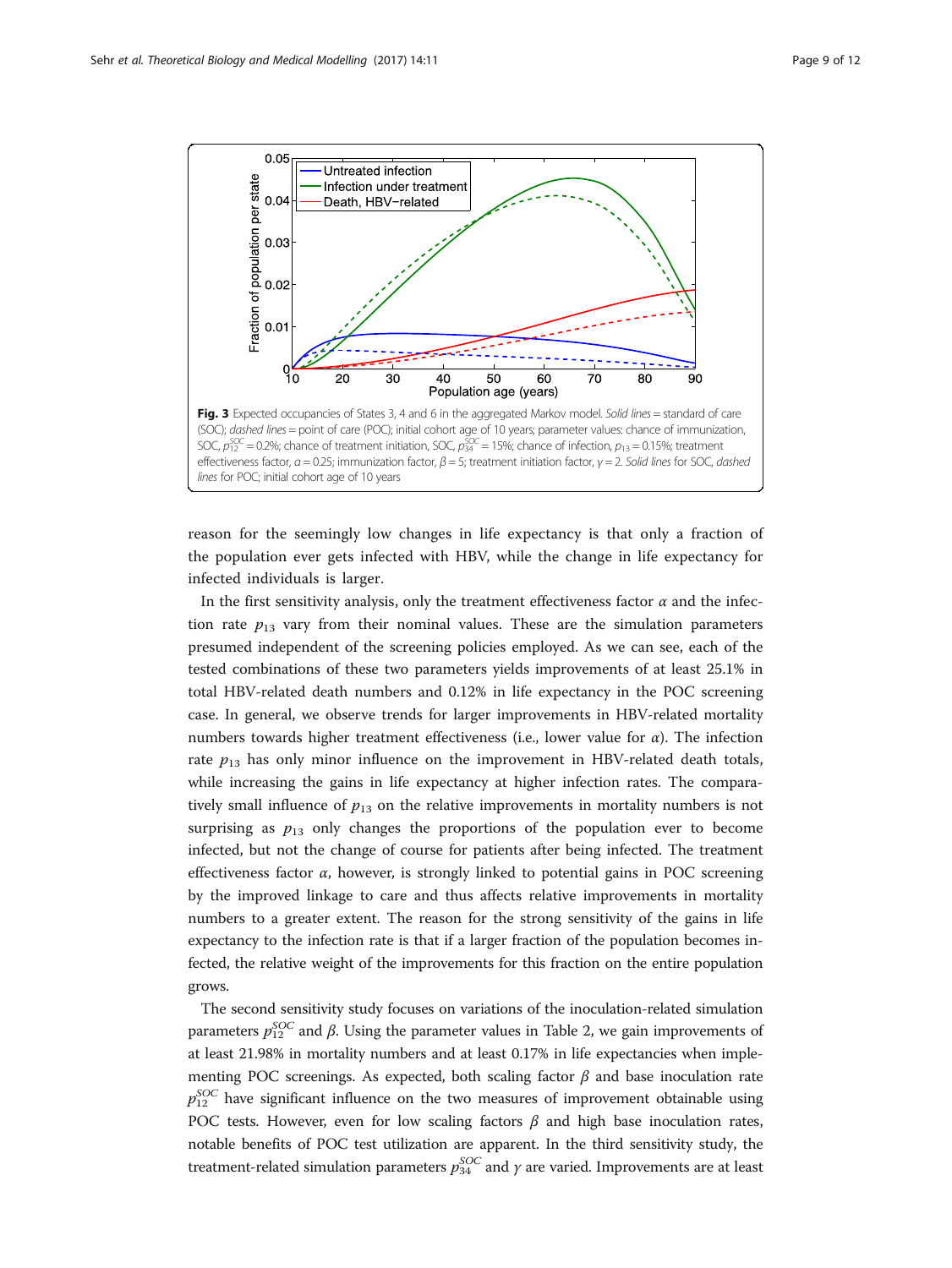**Fig. 3** Expected occupancies of States 3, 4 and 6 in the aggregated Markov model. *Solid lines* = standard of care (SOC); *dashed lines* = point of care (POC); initial cohort age of 10 years; parameter values: chance of immunization, SOC, $p_{12}^{SOC} = 0.2\%$; chance of treatment initiation, SOC, $p_{34}^{SOC} = 15\%$; chance of infection, $p_{13} = 0.15\%$; treatment effectiveness factor, $\alpha = 0.25$; immunization factor, $\beta = 5$; treatment initiation factor, $\gamma = 2$. *Solid lines* for SOC, *dashed lines* for POC; initial cohort age of 10 years

reason for the seemingly low changes in life expectancy is that only a fraction of the population ever gets infected with HBV, while the change in life expectancy for infected individuals is larger.

In the first sensitivity analysis, only the treatment effectiveness factor $\alpha$ and the infection rate $p_{13}$ vary from their nominal values. These are the simulation parameters presumed independent of the screening policies employed. As we can see, each of the tested combinations of these two parameters yields improvements of at least 25.1% in total HBV-related death numbers and 0.12% in life expectancy in the POC screening case. In general, we observe trends for larger improvements in HBV-related mortality numbers towards higher treatment effectiveness (i.e., lower value for $\alpha$). The infection rate $p_{13}$ has only minor influence on the improvement in HBV-related death totals, while increasing the gains in life expectancy at higher infection rates. The comparatively small influence of $p_{13}$ on the relative improvements in mortality numbers is not surprising as $p_{13}$ only changes the proportions of the population ever to become infected, but not the change of course for patients after being infected. The treatment effectiveness factor $\alpha$, however, is strongly linked to potential gains in POC screening by the improved linkage to care and thus affects relative improvements in mortality numbers to a greater extent. The reason for the strong sensitivity of the gains in life expectancy to the infection rate is that if a larger fraction of the population becomes infected, the relative weight of the improvements for this fraction on the entire population grows.

The second sensitivity study focuses on variations of the inoculation-related simulation parameters $p_{12}^{SOC}$ and $\beta$. Using the parameter values in Table 2, we gain improvements of at least 21.98% in mortality numbers and at least 0.17% in life expectancies when implementing POC screenings. As expected, both scaling factor $\beta$ and base inoculation rate $p_{12}^{SOC}$ have significant influence on the two measures of improvement obtainable using POC tests. However, even for low scaling factors $\beta$ and high base inoculation rates, notable benefits of POC test utilization are apparent. In the third sensitivity study, the treatment-related simulation parameters $p_{34}^{SOC}$ and $\gamma$ are varied. Improvements are at least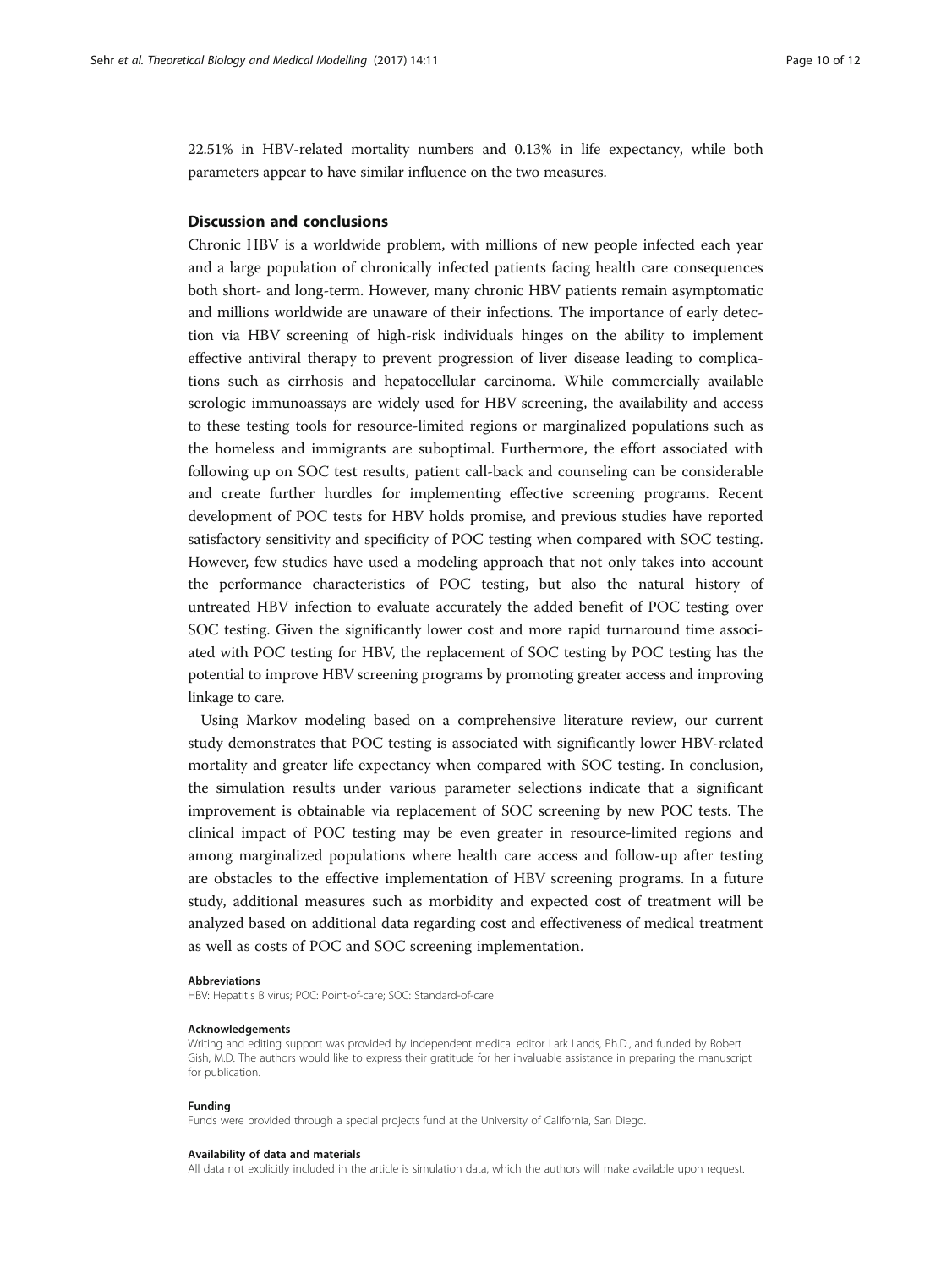22.51% in HBV-related mortality numbers and 0.13% in life expectancy, while both parameters appear to have similar influence on the two measures.

## Discussion and conclusions

Chronic HBV is a worldwide problem, with millions of new people infected each year and a large population of chronically infected patients facing health care consequences both short- and long-term. However, many chronic HBV patients remain asymptomatic and millions worldwide are unaware of their infections. The importance of early detection via HBV screening of high-risk individuals hinges on the ability to implement effective antiviral therapy to prevent progression of liver disease leading to complications such as cirrhosis and hepatocellular carcinoma. While commercially available serologic immunoassays are widely used for HBV screening, the availability and access to these testing tools for resource-limited regions or marginalized populations such as the homeless and immigrants are suboptimal. Furthermore, the effort associated with following up on SOC test results, patient call-back and counseling can be considerable and create further hurdles for implementing effective screening programs. Recent development of POC tests for HBV holds promise, and previous studies have reported satisfactory sensitivity and specificity of POC testing when compared with SOC testing. However, few studies have used a modeling approach that not only takes into account the performance characteristics of POC testing, but also the natural history of untreated HBV infection to evaluate accurately the added benefit of POC testing over SOC testing. Given the significantly lower cost and more rapid turnaround time associated with POC testing for HBV, the replacement of SOC testing by POC testing has the potential to improve HBV screening programs by promoting greater access and improving linkage to care.

Using Markov modeling based on a comprehensive literature review, our current study demonstrates that POC testing is associated with significantly lower HBV-related mortality and greater life expectancy when compared with SOC testing. In conclusion, the simulation results under various parameter selections indicate that a significant improvement is obtainable via replacement of SOC screening by new POC tests. The clinical impact of POC testing may be even greater in resource-limited regions and among marginalized populations where health care access and follow-up after testing are obstacles to the effective implementation of HBV screening programs. In a future study, additional measures such as morbidity and expected cost of treatment will be analyzed based on additional data regarding cost and effectiveness of medical treatment as well as costs of POC and SOC screening implementation.

#### Abbreviations

HBV: Hepatitis B virus; POC: Point-of-care; SOC: Standard-of-care

#### Acknowledgements

Writing and editing support was provided by independent medical editor Lark Lands, Ph.D., and funded by Robert Gish, M.D. The authors would like to express their gratitude for her invaluable assistance in preparing the manuscript for publication.

#### Funding

Funds were provided through a special projects fund at the University of California, San Diego.

#### Availability of data and materials

All data not explicitly included in the article is simulation data, which the authors will make available upon request.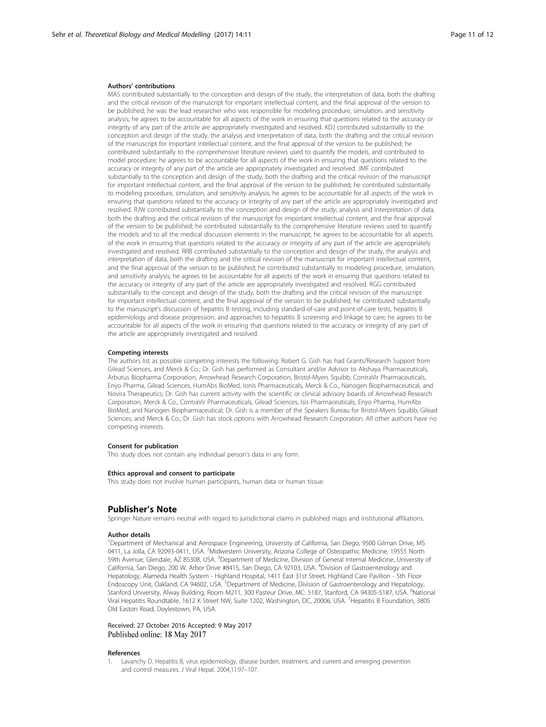#### Authors' contributions

MAS contributed substantially to the conception and design of the study, the interpretation of data, both the drafting and the critical revision of the manuscript for important intellectual content, and the final approval of the version to be published; he was the lead researcher who was responsible for modeling procedure, simulation, and sensitivity analysis; he agrees to be accountable for all aspects of the work in ensuring that questions related to the accuracy or integrity of any part of the article are appropriately investigated and resolved. KDJ contributed substantially to the conception and design of the study, the analysis and interpretation of data, both the drafting and the critical revision of the manuscript for important intellectual content, and the final approval of the version to be published; he contributed substantially to the comprehensive literature reviews used to quantify the models, and contributed to model procedure; he agrees to be accountable for all aspects of the work in ensuring that questions related to the accuracy or integrity of any part of the article are appropriately investigated and resolved. JMF contributed substantially to the conception and design of the study, both the drafting and the critical revision of the manuscript for important intellectual content, and the final approval of the version to be published; he contributed substantially to modeling procedure, simulation, and sensitivity analysis; he agrees to be accountable for all aspects of the work in ensuring that questions related to the accuracy or integrity of any part of the article are appropriately investigated and resolved. RJW contributed substantially to the conception and design of the study; analysis and interpretation of data, both the drafting and the critical revision of the manuscript for important intellectual content, and the final approval of the version to be published; he contributed substantially to the comprehensive literature reviews used to quantify the models and to all the medical discussion elements in the manuscript; he agrees to be accountable for all aspects of the work in ensuring that questions related to the accuracy or integrity of any part of the article are appropriately investigated and resolved. RRB contributed substantially to the conception and design of the study, the analysis and interpretation of data, both the drafting and the critical revision of the manuscript for important intellectual content, and the final approval of the version to be published; he contributed substantially to modeling procedure, simulation, and sensitivity analysis; he agrees to be accountable for all aspects of the work in ensuring that questions related to the accuracy or integrity of any part of the article are appropriately investigated and resolved. RGG contributed substantially to the concept and design of the study, both the drafting and the critical revision of the manuscript for important intellectual content, and the final approval of the version to be published; he contributed substantially to the manuscript's discussion of hepatitis B testing, including standard-of-care and point-of-care tests, hepatitis B epidemiology and disease progression, and approaches to hepatitis B screening and linkage to care; he agrees to be accountable for all aspects of the work in ensuring that questions related to the accuracy or integrity of any part of the article are appropriately investigated and resolved.

#### Competing interests

The authors list as possible competing interests the following: Robert G. Gish has had Grants/Research Support from Gilead Sciences, and Merck & Co.; Dr. Gish has performed as Consultant and/or Advisor to Akshaya Pharmaceuticals, Arbutus Biopharma Corporation, Arrowhead Research Corporation, Bristol-Myers Squibb, ContraVir Pharmaceuticals, Enyo Pharma, Gilead Sciences, HumAbs BioMed, Ionis Pharmaceuticals, Merck & Co., Nanogen Biopharmaceutical, and Novira Therapeutics; Dr. Gish has current activity with the scientific or clinical advisory boards of Arrowhead Research Corporation, Merck & Co., ContraVir Pharmaceuticals, Gilead Sciences, Isis Pharmaceuticals, Enyo Pharma, HumAbs BioMed, and Nanogen Biopharmaceutical; Dr. Gish is a member of the Speakers Bureau for Bristol-Myers Squibb, Gilead Sciences, and Merck & Co.; Dr. Gish has stock options with Arrowhead Research Corporation. All other authors have no competing interests.

#### Consent for publication

This study does not contain any individual person's data in any form.

#### Ethics approval and consent to participate

This study does not involve human participants, human data or human tissue.

## Publisher's Note

Springer Nature remains neutral with regard to jurisdictional claims in published maps and institutional affiliations.

#### Author details

[1]Department of Mechanical and Aerospace Engineering, University of California, San Diego, 9500 Gilman Drive, MS 0411, La Jolla, CA 92093-0411, USA. [2]Midwestern University, Arizona College of Osteopathic Medicine, 19555 North 59th Avenue, Glendale, AZ 85308, USA. [3]Department of Medicine, Division of General Internal Medicine, University of California, San Diego, 200 W. Arbor Drive #8415, San Diego, CA 92103, USA. [4]Division of Gastroenterology and Hepatology, Alameda Health System - Highland Hospital, 1411 East 31st Street, Highland Care Pavilion - 5th Floor Endoscopy Unit, Oakland, CA 94602, USA. [5]Department of Medicine, Division of Gastroenterology and Hepatology, Stanford University, Alway Building, Room M211, 300 Pasteur Drive, MC: 5187, Stanford, CA 94305-5187, USA. [6]National Viral Hepatitis Roundtable, 1612 K Street NW, Suite 1202, Washington, DC, 20006, USA. [7]Hepatitis B Foundation, 3805 Old Easton Road, Doylestown, PA, USA.

Received: 27 October 2016 Accepted: 9 May 2017
Published online: 18 May 2017

#### References

1. Lavanchy D. Hepatitis B, virus epidemiology, disease burden, treatment, and current and emerging prevention and control measures. J Viral Hepat. 2004;11:97–107.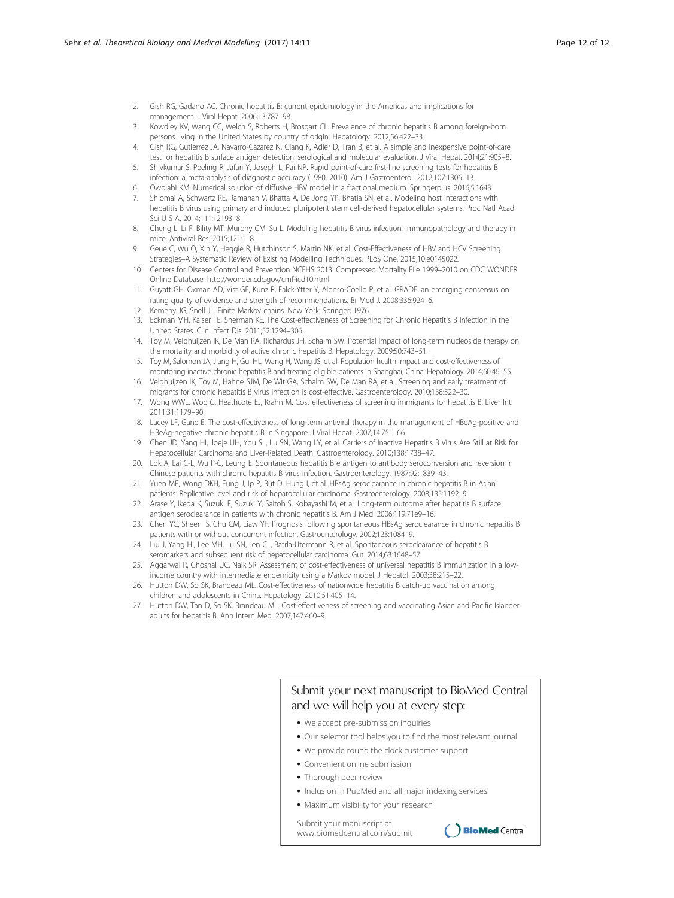2. Gish RG, Gadano AC. Chronic hepatitis B: current epidemiology in the Americas and implications for management. J Viral Hepat. 2006;13:787–98.
3. Kowdley KV, Wang CC, Welch S, Roberts H, Brosgart CL. Prevalence of chronic hepatitis B among foreign-born persons living in the United States by country of origin. Hepatology. 2012;56:422–33.
4. Gish RG, Gutierrez JA, Navarro-Cazarez N, Giang K, Adler D, Tran B, et al. A simple and inexpensive point-of-care test for hepatitis B surface antigen detection: serological and molecular evaluation. J Viral Hepat. 2014;21:905–8.
5. Shivkumar S, Peeling R, Jafari Y, Joseph L, Pai NP. Rapid point-of-care first-line screening tests for hepatitis B infection: a meta-analysis of diagnostic accuracy (1980–2010). Am J Gastroenterol. 2012;107:1306–13.
6. Owolabi KM. Numerical solution of diffusive HBV model in a fractional medium. Springerplus. 2016;5:1643.
7. Shlomai A, Schwartz RE, Ramanan V, Bhatta A, De Jong YP, Bhatia SN, et al. Modeling host interactions with hepatitis B virus using primary and induced pluripotent stem cell-derived hepatocellular systems. Proc Natl Acad Sci U S A. 2014;111:12193–8.
8. Cheng L, Li F, Bility MT, Murphy CM, Su L. Modeling hepatitis B virus infection, immunopathology and therapy in mice. Antiviral Res. 2015;121:1–8.
9. Geue C, Wu O, Xin Y, Heggie R, Hutchinson S, Martin NK, et al. Cost-Effectiveness of HBV and HCV Screening Strategies–A Systematic Review of Existing Modelling Techniques. PLoS One. 2015;10:e0145022.
10. Centers for Disease Control and Prevention NCFHS 2013. Compressed Mortality File 1999–2010 on CDC WONDER Online Database. http://wonder.cdc.gov/cmf-icd10.html.
11. Guyatt GH, Oxman AD, Vist GE, Kunz R, Falck-Ytter Y, Alonso-Coello P, et al. GRADE: an emerging consensus on rating quality of evidence and strength of recommendations. Br Med J. 2008;336:924–6.
12. Kemeny JG, Snell JL. Finite Markov chains. New York: Springer; 1976.
13. Eckman MH, Kaiser TE, Sherman KE. The Cost-effectiveness of Screening for Chronic Hepatitis B Infection in the United States. Clin Infect Dis. 2011;52:1294–306.
14. Toy M, Veldhuijzen IK, De Man RA, Richardus JH, Schalm SW. Potential impact of long-term nucleoside therapy on the mortality and morbidity of active chronic hepatitis B. Hepatology. 2009;50:743–51.
15. Toy M, Salomon JA, Jiang H, Gui HL, Wang H, Wang JS, et al. Population health impact and cost-effectiveness of monitoring inactive chronic hepatitis B and treating eligible patients in Shanghai, China. Hepatology. 2014;60:46–55.
16. Veldhuijzen IK, Toy M, Hahne SJM, De Wit GA, Schalm SW, De Man RA, et al. Screening and early treatment of migrants for chronic hepatitis B virus infection is cost-effective. Gastroenterology. 2010;138:522–30.
17. Wong WWL, Woo G, Heathcote EJ, Krahn M. Cost effectiveness of screening immigrants for hepatitis B. Liver Int. 2011;31:1179–90.
18. Lacey LF, Gane E. The cost-effectiveness of long-term antiviral therapy in the management of HBeAg-positive and HBeAg-negative chronic hepatitis B in Singapore. J Viral Hepat. 2007;14:751–66.
19. Chen JD, Yang HI, Iloeje UH, You SL, Lu SN, Wang LY, et al. Carriers of Inactive Hepatitis B Virus Are Still at Risk for Hepatocellular Carcinoma and Liver-Related Death. Gastroenterology. 2010;138:1738–47.
20. Lok A, Lai C-L, Wu P-C, Leung E. Spontaneous hepatitis B e antigen to antibody seroconversion and reversion in Chinese patients with chronic hepatitis B virus infection. Gastroenterology. 1987;92:1839–43.
21. Yuen MF, Wong DKH, Fung J, Ip P, But D, Hung I, et al. HBsAg seroclearance in chronic hepatitis B in Asian patients: Replicative level and risk of hepatocellular carcinoma. Gastroenterology. 2008;135:1192–9.
22. Arase Y, Ikeda K, Suzuki F, Suzuki Y, Saitoh S, Kobayashi M, et al. Long-term outcome after hepatitis B surface antigen seroclearance in patients with chronic hepatitis B. Am J Med. 2006;119:71e9–16.
23. Chen YC, Sheen IS, Chu CM, Liaw YF. Prognosis following spontaneous HBsAg seroclearance in chronic hepatitis B patients with or without concurrent infection. Gastroenterology. 2002;123:1084–9.
24. Liu J, Yang HI, Lee MH, Lu SN, Jen CL, Batrla-Utermann R, et al. Spontaneous seroclearance of hepatitis B seromarkers and subsequent risk of hepatocellular carcinoma. Gut. 2014;63:1648–57.
25. Aggarwal R, Ghoshal UC, Naik SR. Assessment of cost-effectiveness of universal hepatitis B immunization in a low-income country with intermediate endemicity using a Markov model. J Hepatol. 2003;38:215–22.
26. Hutton DW, So SK, Brandeau ML. Cost-effectiveness of nationwide hepatitis B catch-up vaccination among children and adolescents in China. Hepatology. 2010;51:405–14.
27. Hutton DW, Tan D, So SK, Brandeau ML. Cost-effectiveness of screening and vaccinating Asian and Pacific Islander adults for hepatitis B. Ann Intern Med. 2007;147:460–9.

Submit your next manuscript to BioMed Central and we will help you at every step:

- We accept pre-submission inquiries
- Our selector tool helps you to find the most relevant journal
- We provide round the clock customer support
- Convenient online submission
- Thorough peer review
- Inclusion in PubMed and all major indexing services
- Maximum visibility for your research

Submit your manuscript at www.biomedcentral.com/submit

BioMed Central